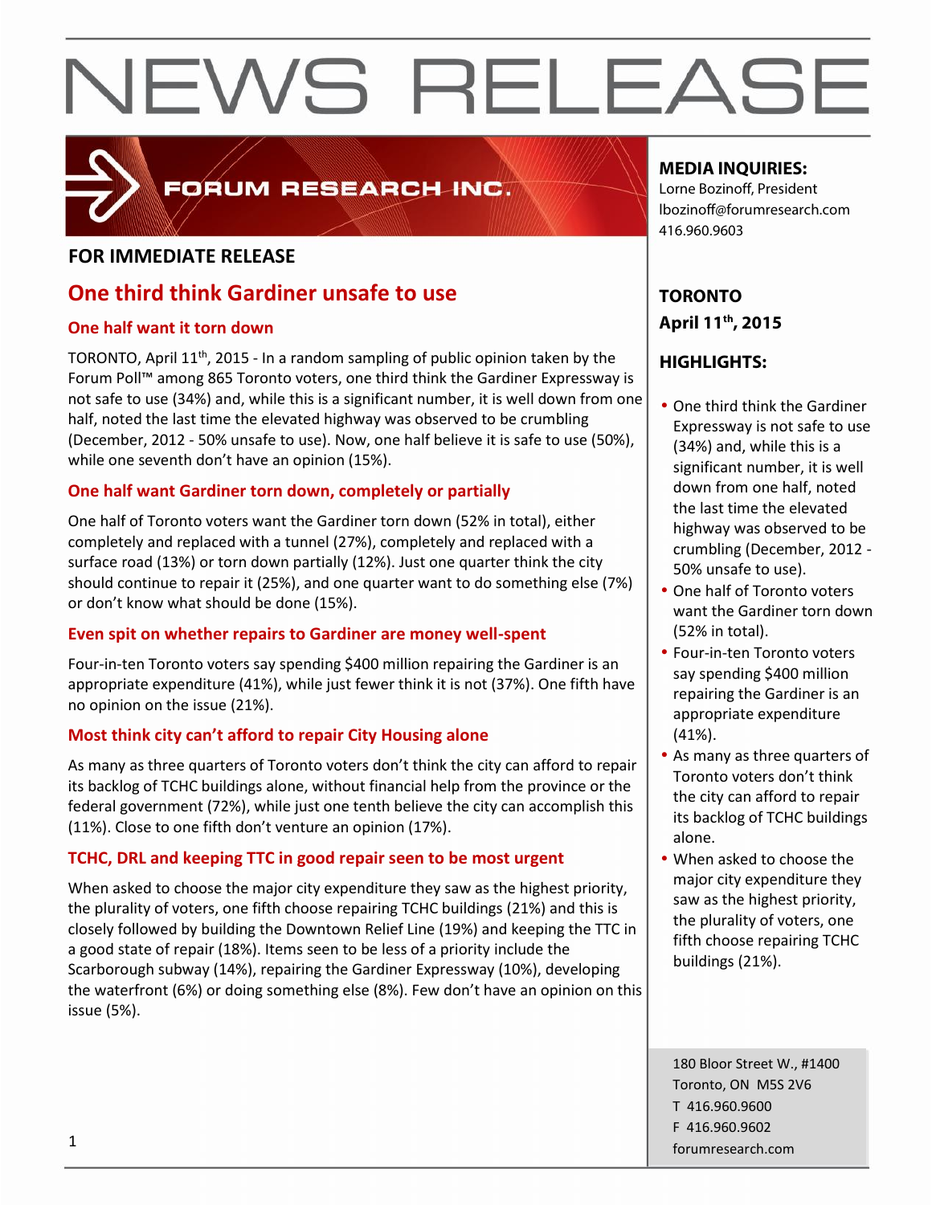# NEWS RELEASE

FORUM RESEARCH INC.

**FOR IMMEDIATE RELEASE**

## One third think Gardiner unsafe to use

### One half want it torn down

TORONTO, April 11th, 2015 - In a random sampling of public opinion taken by the Forum Poll™ among 865 Toronto voters, one third think the Gardiner Expressway is not safe to use (34%) and, while this is a significant number, it is well down from one half, noted the last time the elevated highway was observed to be crumbling (December, 2012 - 50% unsafe to use). Now, one half believe it is safe to use (50%), while one seventh don't have an opinion (15%).

### One half want Gardiner torn down, completely or partially

One half of Toronto voters want the Gardiner torn down (52% in total), either completely and replaced with a tunnel (27%), completely and replaced with a surface road (13%) or torn down partially (12%). Just one quarter think the city should continue to repair it (25%), and one quarter want to do something else (7%) or don't know what should be done (15%).

### Even spit on whether repairs to Gardiner are money well-spent

Four-in-ten Toronto voters say spending $400 million repairing the Gardiner is an appropriate expenditure (41%), while just fewer think it is not (37%). One fifth have no opinion on the issue (21%).

### Most think city can't afford to repair City Housing alone

As many as three quarters of Toronto voters don't think the city can afford to repair its backlog of TCHC buildings alone, without financial help from the province or the federal government (72%), while just one tenth believe the city can accomplish this (11%). Close to one fifth don't venture an opinion (17%).

### TCHC, DRL and keeping TTC in good repair seen to be most urgent

When asked to choose the major city expenditure they saw as the highest priority, the plurality of voters, one fifth choose repairing TCHC buildings (21%) and this is closely followed by building the Downtown Relief Line (19%) and keeping the TTC in a good state of repair (18%). Items seen to be less of a priority include the Scarborough subway (14%), repairing the Gardiner Expressway (10%), developing the waterfront (6%) or doing something else (8%). Few don't have an opinion on this issue (5%).

**MEDIA INQUIRIES:**
Lorne Bozinoff, President
lbozinoff@forumresearch.com
416.960.9603

**TORONTO**
**April 11th, 2015**

**HIGHLIGHTS:**

- One third think the Gardiner Expressway is not safe to use (34%) and, while this is a significant number, it is well down from one half, noted the last time the elevated highway was observed to be crumbling (December, 2012 - 50% unsafe to use).
- One half of Toronto voters want the Gardiner torn down (52% in total).
- Four-in-ten Toronto voters say spending $400 million repairing the Gardiner is an appropriate expenditure (41%).
- As many as three quarters of Toronto voters don't think the city can afford to repair its backlog of TCHC buildings alone.
- When asked to choose the major city expenditure they saw as the highest priority, the plurality of voters, one fifth choose repairing TCHC buildings (21%).

180 Bloor Street W., #1400
Toronto, ON M5S 2V6
T 416.960.9600
F 416.960.9602
forumresearch.com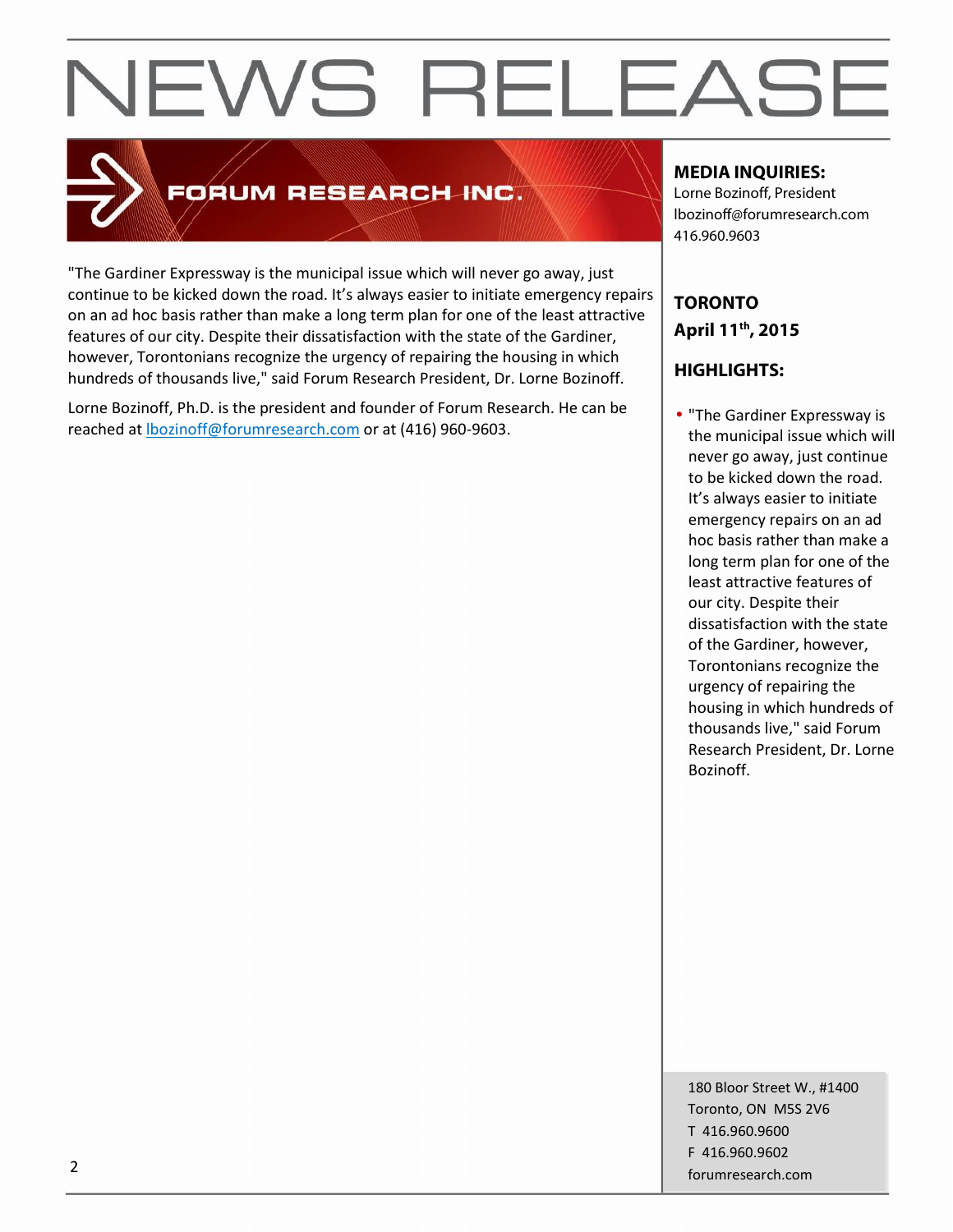# NEWS RELEASE

**FORUM RESEARCH INC.**

"The Gardiner Expressway is the municipal issue which will never go away, just continue to be kicked down the road. It's always easier to initiate emergency repairs on an ad hoc basis rather than make a long term plan for one of the least attractive features of our city. Despite their dissatisfaction with the state of the Gardiner, however, Torontonians recognize the urgency of repairing the housing in which hundreds of thousands live," said Forum Research President, Dr. Lorne Bozinoff.

Lorne Bozinoff, Ph.D. is the president and founder of Forum Research. He can be reached at lbozinoff@forumresearch.com or at (416) 960-9603.

**MEDIA INQUIRIES:**
Lorne Bozinoff, President
lbozinoff@forumresearch.com
416.960.9603

**TORONTO**
**April 11th, 2015**

**HIGHLIGHTS:**

- "The Gardiner Expressway is the municipal issue which will never go away, just continue to be kicked down the road. It's always easier to initiate emergency repairs on an ad hoc basis rather than make a long term plan for one of the least attractive features of our city. Despite their dissatisfaction with the state of the Gardiner, however, Torontonians recognize the urgency of repairing the housing in which hundreds of thousands live," said Forum Research President, Dr. Lorne Bozinoff.

180 Bloor Street W., #1400
Toronto, ON M5S 2V6
T 416.960.9600
F 416.960.9602
forumresearch.com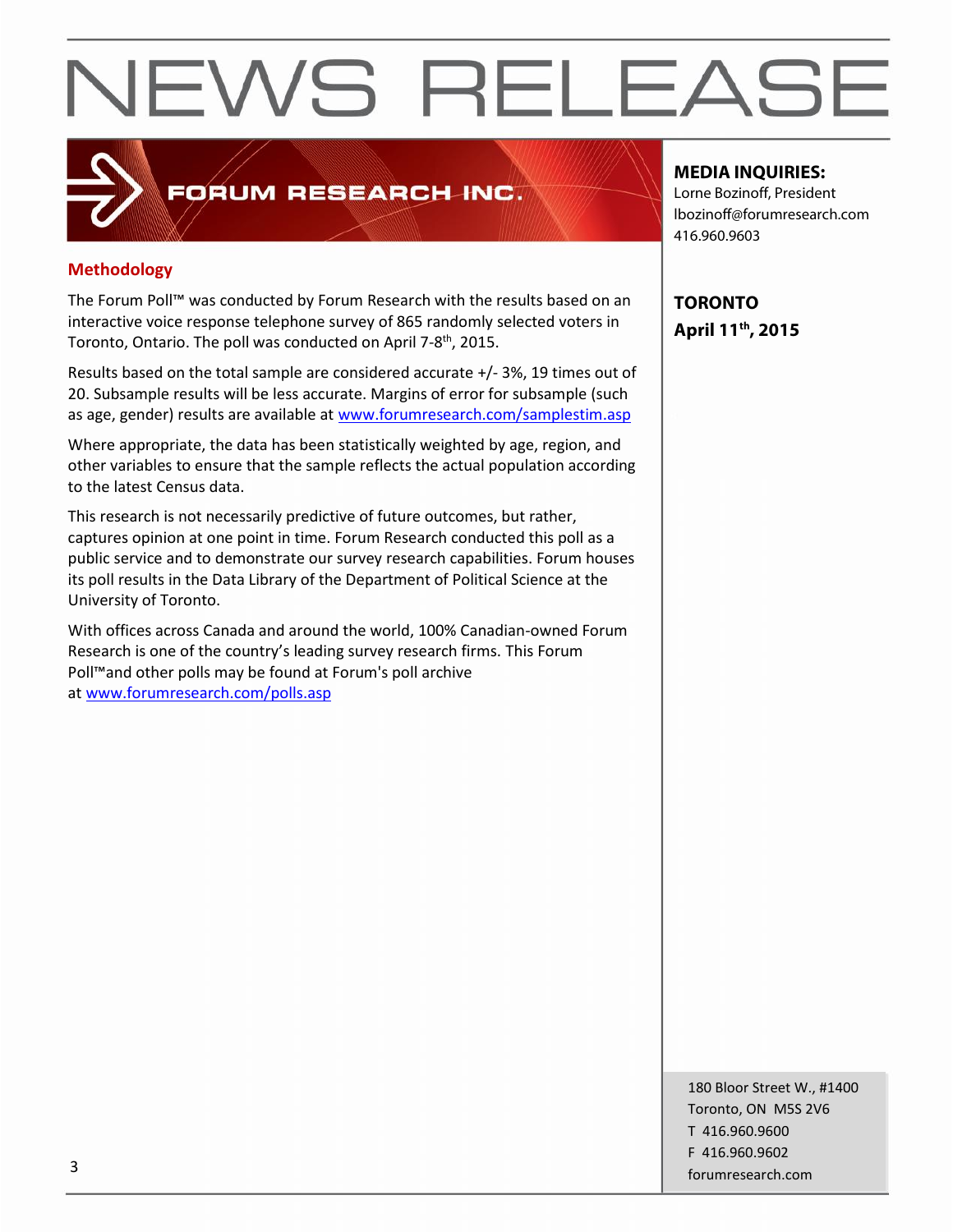# NEWS RELEASE

FORUM RESEARCH INC.

**MEDIA INQUIRIES:**
Lorne Bozinoff, President
lbozinoff@forumresearch.com
416.960.9603

**TORONTO**
**April 11th, 2015**

## Methodology

The Forum Poll™ was conducted by Forum Research with the results based on an interactive voice response telephone survey of 865 randomly selected voters in Toronto, Ontario. The poll was conducted on April 7-8th, 2015.

Results based on the total sample are considered accurate +/- 3%, 19 times out of 20. Subsample results will be less accurate. Margins of error for subsample (such as age, gender) results are available at www.forumresearch.com/samplestim.asp

Where appropriate, the data has been statistically weighted by age, region, and other variables to ensure that the sample reflects the actual population according to the latest Census data.

This research is not necessarily predictive of future outcomes, but rather, captures opinion at one point in time. Forum Research conducted this poll as a public service and to demonstrate our survey research capabilities. Forum houses its poll results in the Data Library of the Department of Political Science at the University of Toronto.

With offices across Canada and around the world, 100% Canadian-owned Forum Research is one of the country's leading survey research firms. This Forum Poll™and other polls may be found at Forum's poll archive at www.forumresearch.com/polls.asp

180 Bloor Street W., #1400
Toronto, ON M5S 2V6
T 416.960.9600
F 416.960.9602
forumresearch.com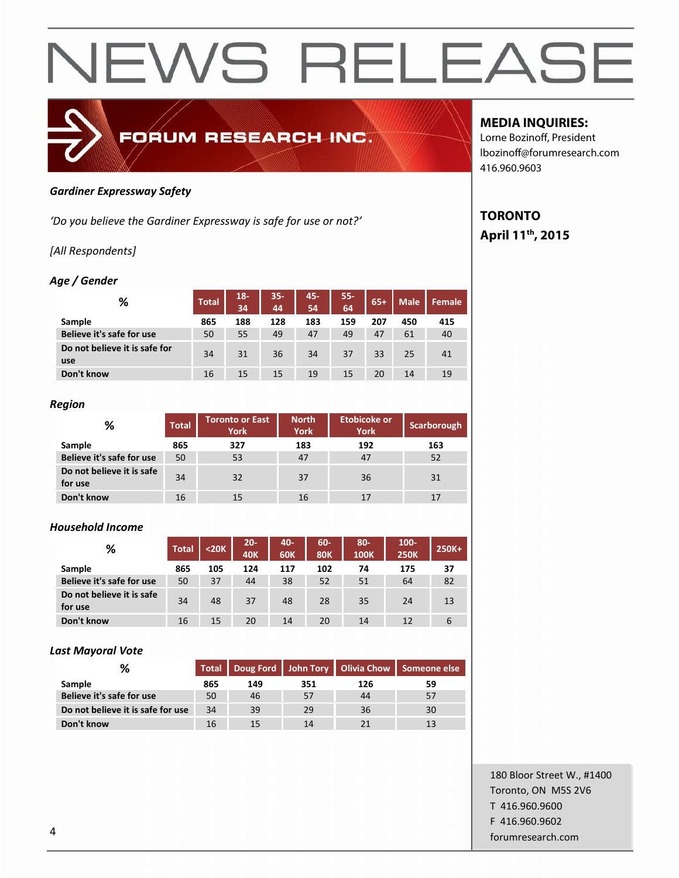# NEWS RELEASE

FORUM RESEARCH INC.

**MEDIA INQUIRIES:**
Lorne Bozinoff, President
lbozinoff@forumresearch.com
416.960.9603

**TORONTO**
**April 11th, 2015**

***Gardiner Expressway Safety***

*'Do you believe the Gardiner Expressway is safe for use or not?'*

*[All Respondents]*

### *Age / Gender*

| % | Total | 18-34 | 35-44 | 45-54 | 55-64 | 65+ | Male | Female |
|---|---|---|---|---|---|---|---|---|
| **Sample** | 865 | 188 | 128 | 183 | 159 | 207 | 450 | 415 |
| **Believe it's safe for use** | 50 | 55 | 49 | 47 | 49 | 47 | 61 | 40 |
| **Do not believe it is safe for use** | 34 | 31 | 36 | 34 | 37 | 33 | 25 | 41 |
| **Don't know** | 16 | 15 | 15 | 19 | 15 | 20 | 14 | 19 |

### *Region*

| % | Total | Toronto or East York | North York | Etobicoke or York | Scarborough |
|---|---|---|---|---|---|
| **Sample** | 865 | 327 | 183 | 192 | 163 |
| **Believe it's safe for use** | 50 | 53 | 47 | 47 | 52 |
| **Do not believe it is safe for use** | 34 | 32 | 37 | 36 | 31 |
| **Don't know** | 16 | 15 | 16 | 17 | 17 |

### *Household Income*

| % | Total | <20K | 20-40K | 40-60K | 60-80K | 80-100K | 100-250K | 250K+ |
|---|---|---|---|---|---|---|---|---|
| **Sample** | 865 | 105 | 124 | 117 | 102 | 74 | 175 | 37 |
| **Believe it's safe for use** | 50 | 37 | 44 | 38 | 52 | 51 | 64 | 82 |
| **Do not believe it is safe for use** | 34 | 48 | 37 | 48 | 28 | 35 | 24 | 13 |
| **Don't know** | 16 | 15 | 20 | 14 | 20 | 14 | 12 | 6 |

### *Last Mayoral Vote*

| % | Total | Doug Ford | John Tory | Olivia Chow | Someone else |
|---|---|---|---|---|---|
| **Sample** | 865 | 149 | 351 | 126 | 59 |
| **Believe it's safe for use** | 50 | 46 | 57 | 44 | 57 |
| **Do not believe it is safe for use** | 34 | 39 | 29 | 36 | 30 |
| **Don't know** | 16 | 15 | 14 | 21 | 13 |

180 Bloor Street W., #1400
Toronto, ON M5S 2V6
T 416.960.9600
F 416.960.9602
forumresearch.com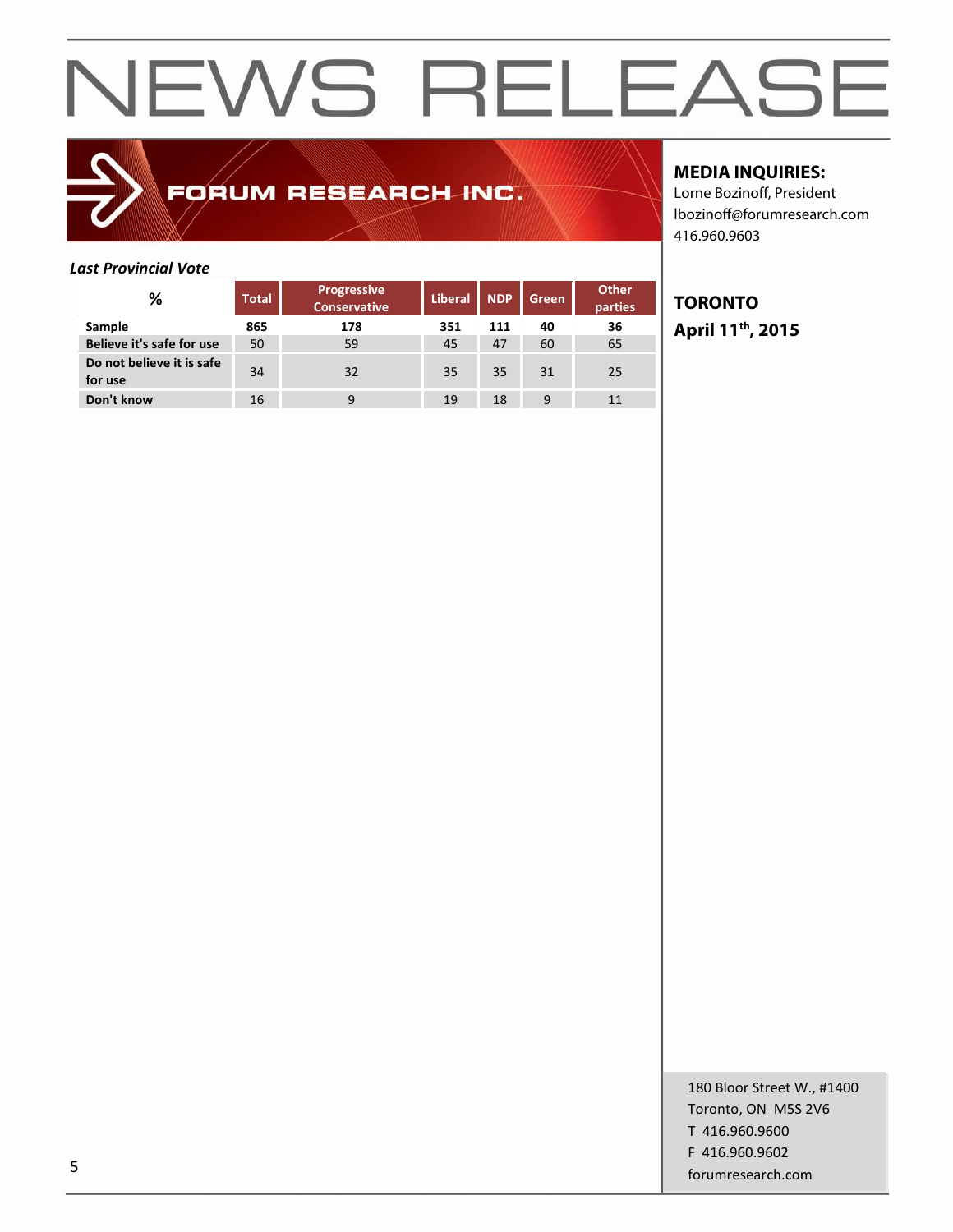# NEWS RELEASE

FORUM RESEARCH INC.

**MEDIA INQUIRIES:**
Lorne Bozinoff, President
lbozinoff@forumresearch.com
416.960.9603

**TORONTO**
**April 11th, 2015**

***Last Provincial Vote***

| % | Total | Progressive Conservative | Liberal | NDP | Green | Other parties |
|---|---|---|---|---|---|---|
| **Sample** | **865** | **178** | **351** | **111** | **40** | **36** |
| **Believe it's safe for use** | 50 | 59 | 45 | 47 | 60 | 65 |
| **Do not believe it is safe for use** | 34 | 32 | 35 | 35 | 31 | 25 |
| **Don't know** | 16 | 9 | 19 | 18 | 9 | 11 |

180 Bloor Street W., #1400
Toronto, ON M5S 2V6
T 416.960.9600
F 416.960.9602
forumresearch.com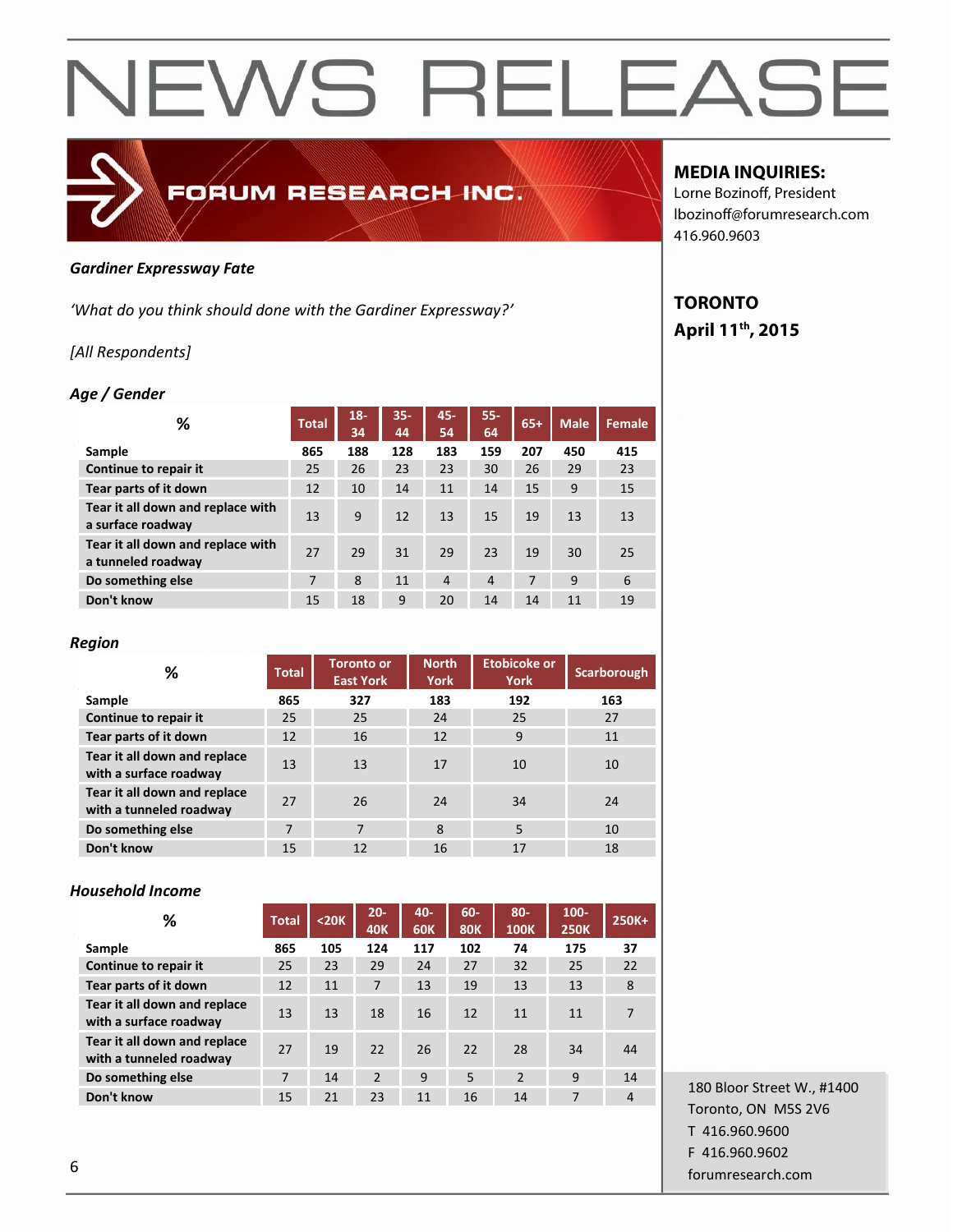# NEWS RELEASE

FORUM RESEARCH INC.

**MEDIA INQUIRIES:**
Lorne Bozinoff, President
lbozinoff@forumresearch.com
416.960.9603

**TORONTO**
**April 11th, 2015**

***Gardiner Expressway Fate***

*'What do you think should done with the Gardiner Expressway?'*

*[All Respondents]*

***Age / Gender***

| % | Total | 18-34 | 35-44 | 45-54 | 55-64 | 65+ | Male | Female |
|---|---|---|---|---|---|---|---|---|
| **Sample** | **865** | **188** | **128** | **183** | **159** | **207** | **450** | **415** |
| **Continue to repair it** | 25 | 26 | 23 | 23 | 30 | 26 | 29 | 23 |
| **Tear parts of it down** | 12 | 10 | 14 | 11 | 14 | 15 | 9 | 15 |
| **Tear it all down and replace with a surface roadway** | 13 | 9 | 12 | 13 | 15 | 19 | 13 | 13 |
| **Tear it all down and replace with a tunneled roadway** | 27 | 29 | 31 | 29 | 23 | 19 | 30 | 25 |
| **Do something else** | 7 | 8 | 11 | 4 | 4 | 7 | 9 | 6 |
| **Don't know** | 15 | 18 | 9 | 20 | 14 | 14 | 11 | 19 |

***Region***

| % | Total | Toronto or East York | North York | Etobicoke or York | Scarborough |
|---|---|---|---|---|---|
| **Sample** | **865** | **327** | **183** | **192** | **163** |
| **Continue to repair it** | 25 | 25 | 24 | 25 | 27 |
| **Tear parts of it down** | 12 | 16 | 12 | 9 | 11 |
| **Tear it all down and replace with a surface roadway** | 13 | 13 | 17 | 10 | 10 |
| **Tear it all down and replace with a tunneled roadway** | 27 | 26 | 24 | 34 | 24 |
| **Do something else** | 7 | 7 | 8 | 5 | 10 |
| **Don't know** | 15 | 12 | 16 | 17 | 18 |

***Household Income***

| % | Total | <20K | 20-40K | 40-60K | 60-80K | 80-100K | 100-250K | 250K+ |
|---|---|---|---|---|---|---|---|---|
| **Sample** | **865** | **105** | **124** | **117** | **102** | **74** | **175** | **37** |
| **Continue to repair it** | 25 | 23 | 29 | 24 | 27 | 32 | 25 | 22 |
| **Tear parts of it down** | 12 | 11 | 7 | 13 | 19 | 13 | 13 | 8 |
| **Tear it all down and replace with a surface roadway** | 13 | 13 | 18 | 16 | 12 | 11 | 11 | 7 |
| **Tear it all down and replace with a tunneled roadway** | 27 | 19 | 22 | 26 | 22 | 28 | 34 | 44 |
| **Do something else** | 7 | 14 | 2 | 9 | 5 | 2 | 9 | 14 |
| **Don't know** | 15 | 21 | 23 | 11 | 16 | 14 | 7 | 4 |

180 Bloor Street W., #1400
Toronto, ON M5S 2V6
T 416.960.9600
F 416.960.9602
forumresearch.com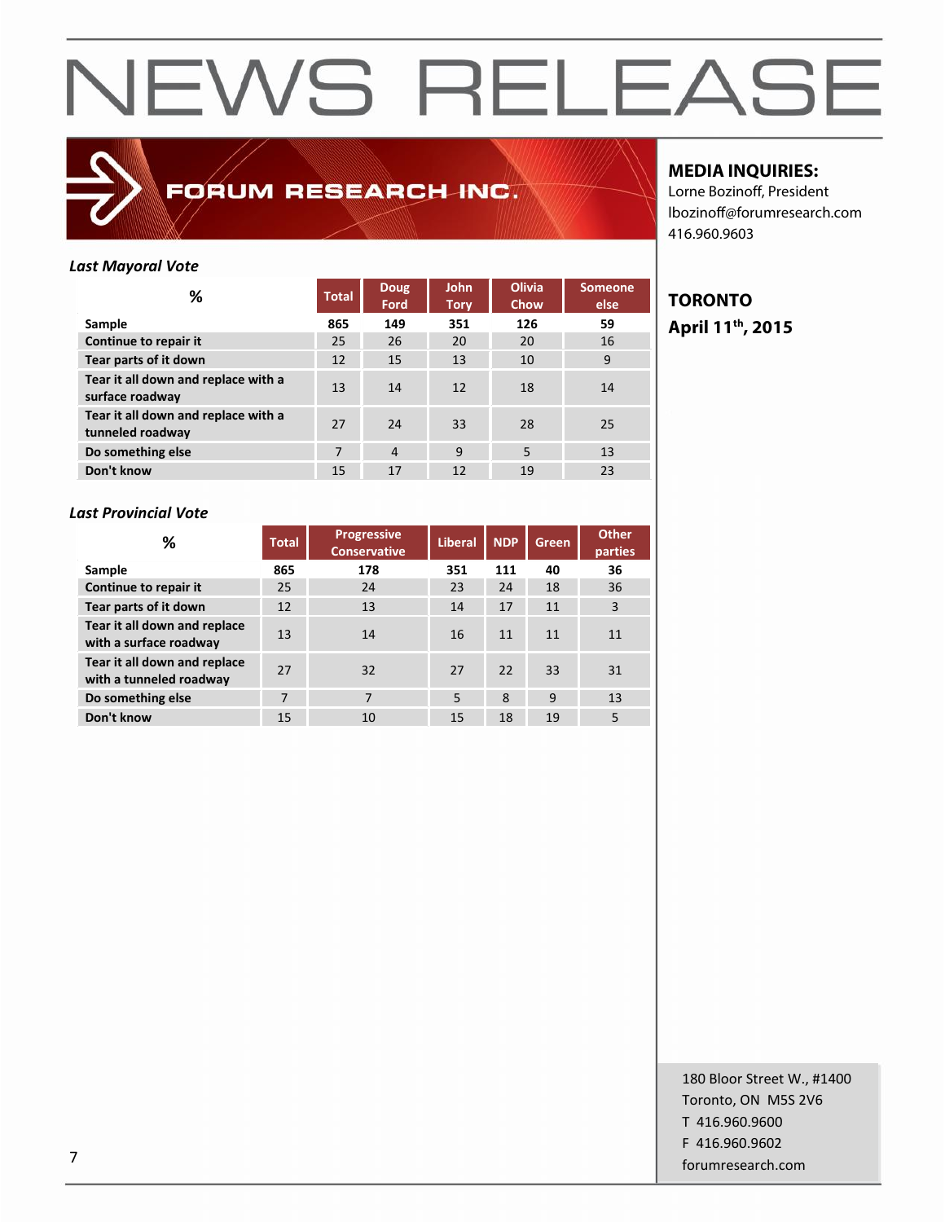# NEWS RELEASE

FORUM RESEARCH INC.

**MEDIA INQUIRIES:**
Lorne Bozinoff, President
lbozinoff@forumresearch.com
416.960.9603

**TORONTO**
**April 11th, 2015**

*Last Mayoral Vote*

| % | Total | Doug Ford | John Tory | Olivia Chow | Someone else |
|---|---|---|---|---|---|
| Sample | 865 | 149 | 351 | 126 | 59 |
| Continue to repair it | 25 | 26 | 20 | 20 | 16 |
| Tear parts of it down | 12 | 15 | 13 | 10 | 9 |
| Tear it all down and replace with a surface roadway | 13 | 14 | 12 | 18 | 14 |
| Tear it all down and replace with a tunneled roadway | 27 | 24 | 33 | 28 | 25 |
| Do something else | 7 | 4 | 9 | 5 | 13 |
| Don't know | 15 | 17 | 12 | 19 | 23 |

*Last Provincial Vote*

| % | Total | Progressive Conservative | Liberal | NDP | Green | Other parties |
|---|---|---|---|---|---|---|
| Sample | 865 | 178 | 351 | 111 | 40 | 36 |
| Continue to repair it | 25 | 24 | 23 | 24 | 18 | 36 |
| Tear parts of it down | 12 | 13 | 14 | 17 | 11 | 3 |
| Tear it all down and replace with a surface roadway | 13 | 14 | 16 | 11 | 11 | 11 |
| Tear it all down and replace with a tunneled roadway | 27 | 32 | 27 | 22 | 33 | 31 |
| Do something else | 7 | 7 | 5 | 8 | 9 | 13 |
| Don't know | 15 | 10 | 15 | 18 | 19 | 5 |

180 Bloor Street W., #1400
Toronto, ON M5S 2V6
T 416.960.9600
F 416.960.9602
forumresearch.com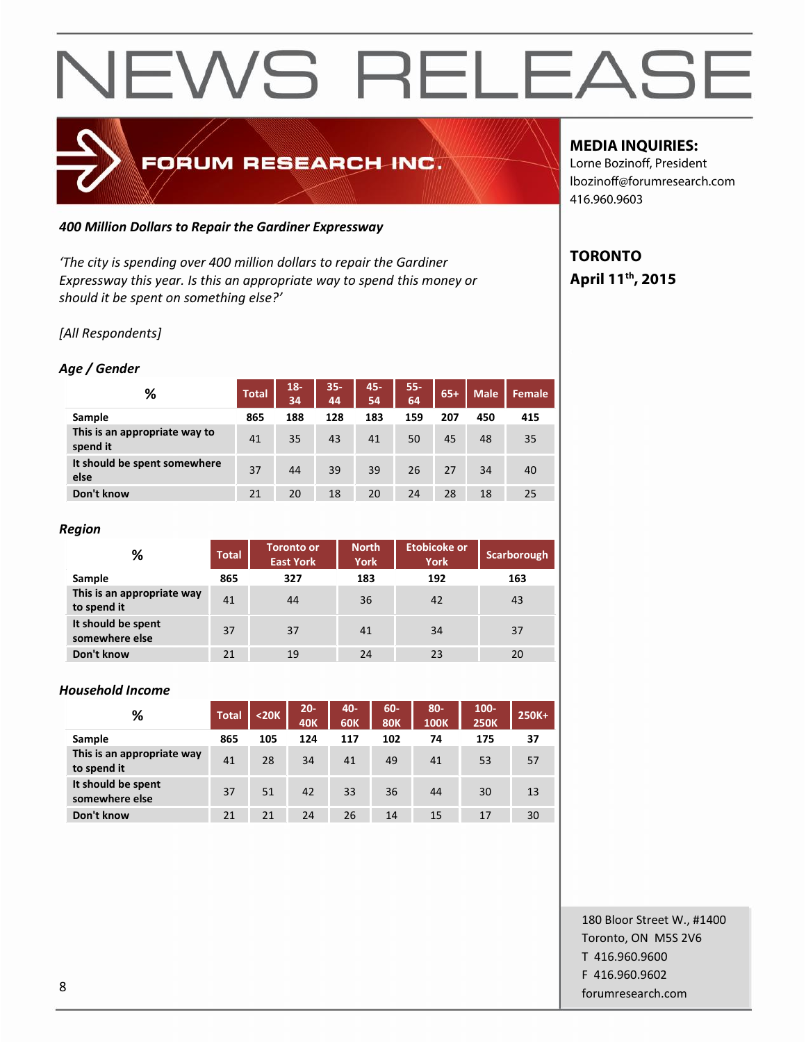# NEWS RELEASE

FORUM RESEARCH INC.

**MEDIA INQUIRIES:**
Lorne Bozinoff, President
lbozinoff@forumresearch.com
416.960.9603

**TORONTO**
**April 11th, 2015**

***400 Million Dollars to Repair the Gardiner Expressway***

*'The city is spending over 400 million dollars to repair the Gardiner Expressway this year. Is this an appropriate way to spend this money or should it be spent on something else?'*

*[All Respondents]*

### *Age / Gender*

| % | Total | 18-34 | 35-44 | 45-54 | 55-64 | 65+ | Male | Female |
|---|---|---|---|---|---|---|---|---|
| **Sample** | **865** | **188** | **128** | **183** | **159** | **207** | **450** | **415** |
| **This is an appropriate way to spend it** | 41 | 35 | 43 | 41 | 50 | 45 | 48 | 35 |
| **It should be spent somewhere else** | 37 | 44 | 39 | 39 | 26 | 27 | 34 | 40 |
| **Don't know** | 21 | 20 | 18 | 20 | 24 | 28 | 18 | 25 |

### *Region*

| % | Total | Toronto or East York | North York | Etobicoke or York | Scarborough |
|---|---|---|---|---|---|
| **Sample** | **865** | **327** | **183** | **192** | **163** |
| **This is an appropriate way to spend it** | 41 | 44 | 36 | 42 | 43 |
| **It should be spent somewhere else** | 37 | 37 | 41 | 34 | 37 |
| **Don't know** | 21 | 19 | 24 | 23 | 20 |

### *Household Income*

| % | Total | <20K | 20-40K | 40-60K | 60-80K | 80-100K | 100-250K | 250K+ |
|---|---|---|---|---|---|---|---|---|
| **Sample** | **865** | **105** | **124** | **117** | **102** | **74** | **175** | **37** |
| **This is an appropriate way to spend it** | 41 | 28 | 34 | 41 | 49 | 41 | 53 | 57 |
| **It should be spent somewhere else** | 37 | 51 | 42 | 33 | 36 | 44 | 30 | 13 |
| **Don't know** | 21 | 21 | 24 | 26 | 14 | 15 | 17 | 30 |

180 Bloor Street W., #1400
Toronto, ON M5S 2V6
T 416.960.9600
F 416.960.9602
forumresearch.com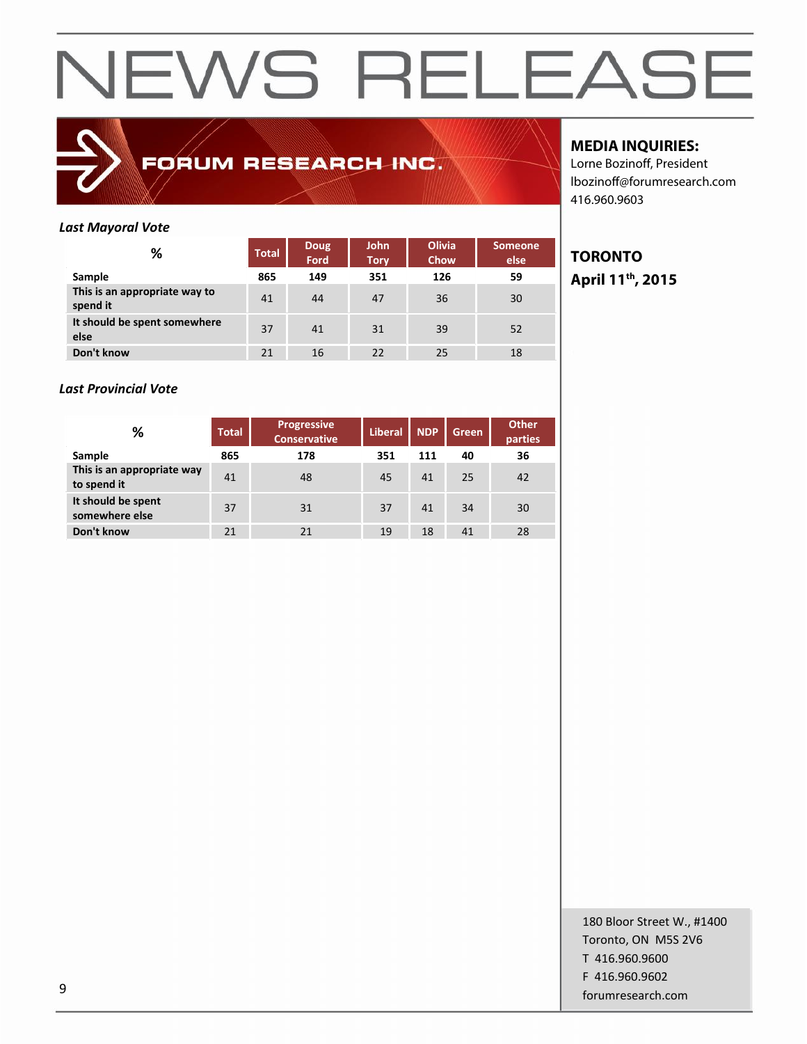# NEWS RELEASE

FORUM RESEARCH INC.

**MEDIA INQUIRIES:**
Lorne Bozinoff, President
lbozinoff@forumresearch.com
416.960.9603

**TORONTO**
**April 11th, 2015**

*Last Mayoral Vote*

| % | Total | Doug Ford | John Tory | Olivia Chow | Someone else |
|---|---|---|---|---|---|
| Sample | 865 | 149 | 351 | 126 | 59 |
| This is an appropriate way to spend it | 41 | 44 | 47 | 36 | 30 |
| It should be spent somewhere else | 37 | 41 | 31 | 39 | 52 |
| Don't know | 21 | 16 | 22 | 25 | 18 |

*Last Provincial Vote*

| % | Total | Progressive Conservative | Liberal | NDP | Green | Other parties |
|---|---|---|---|---|---|---|
| Sample | 865 | 178 | 351 | 111 | 40 | 36 |
| This is an appropriate way to spend it | 41 | 48 | 45 | 41 | 25 | 42 |
| It should be spent somewhere else | 37 | 31 | 37 | 41 | 34 | 30 |
| Don't know | 21 | 21 | 19 | 18 | 41 | 28 |

180 Bloor Street W., #1400
Toronto, ON M5S 2V6
T 416.960.9600
F 416.960.9602
forumresearch.com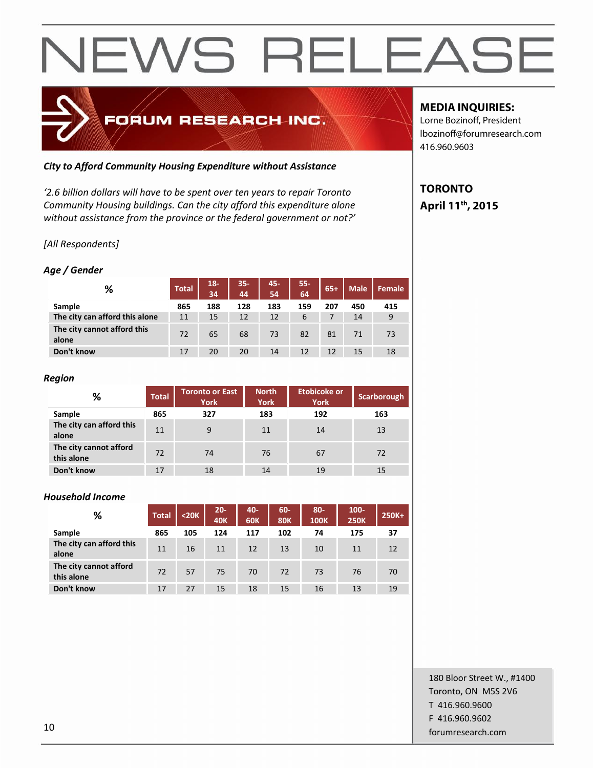# NEWS RELEASE

FORUM RESEARCH INC.

**MEDIA INQUIRIES:**
Lorne Bozinoff, President
lbozinoff@forumresearch.com
416.960.9603

**TORONTO**
**April 11th, 2015**

***City to Afford Community Housing Expenditure without Assistance***

*'2.6 billion dollars will have to be spent over ten years to repair Toronto Community Housing buildings. Can the city afford this expenditure alone without assistance from the province or the federal government or not?'*

*[All Respondents]*

***Age / Gender***

| % | Total | 18-34 | 35-44 | 45-54 | 55-64 | 65+ | Male | Female |
|---|---|---|---|---|---|---|---|---|
| **Sample** | **865** | **188** | **128** | **183** | **159** | **207** | **450** | **415** |
| **The city can afford this alone** | 11 | 15 | 12 | 12 | 6 | 7 | 14 | 9 |
| **The city cannot afford this alone** | 72 | 65 | 68 | 73 | 82 | 81 | 71 | 73 |
| **Don't know** | 17 | 20 | 20 | 14 | 12 | 12 | 15 | 18 |

***Region***

| % | Total | Toronto or East York | North York | Etobicoke or York | Scarborough |
|---|---|---|---|---|---|
| **Sample** | **865** | **327** | **183** | **192** | **163** |
| **The city can afford this alone** | 11 | 9 | 11 | 14 | 13 |
| **The city cannot afford this alone** | 72 | 74 | 76 | 67 | 72 |
| **Don't know** | 17 | 18 | 14 | 19 | 15 |

***Household Income***

| % | Total | <20K | 20-40K | 40-60K | 60-80K | 80-100K | 100-250K | 250K+ |
|---|---|---|---|---|---|---|---|---|
| **Sample** | **865** | **105** | **124** | **117** | **102** | **74** | **175** | **37** |
| **The city can afford this alone** | 11 | 16 | 11 | 12 | 13 | 10 | 11 | 12 |
| **The city cannot afford this alone** | 72 | 57 | 75 | 70 | 72 | 73 | 76 | 70 |
| **Don't know** | 17 | 27 | 15 | 18 | 15 | 16 | 13 | 19 |

180 Bloor Street W., #1400
Toronto, ON M5S 2V6
T 416.960.9600
F 416.960.9602
forumresearch.com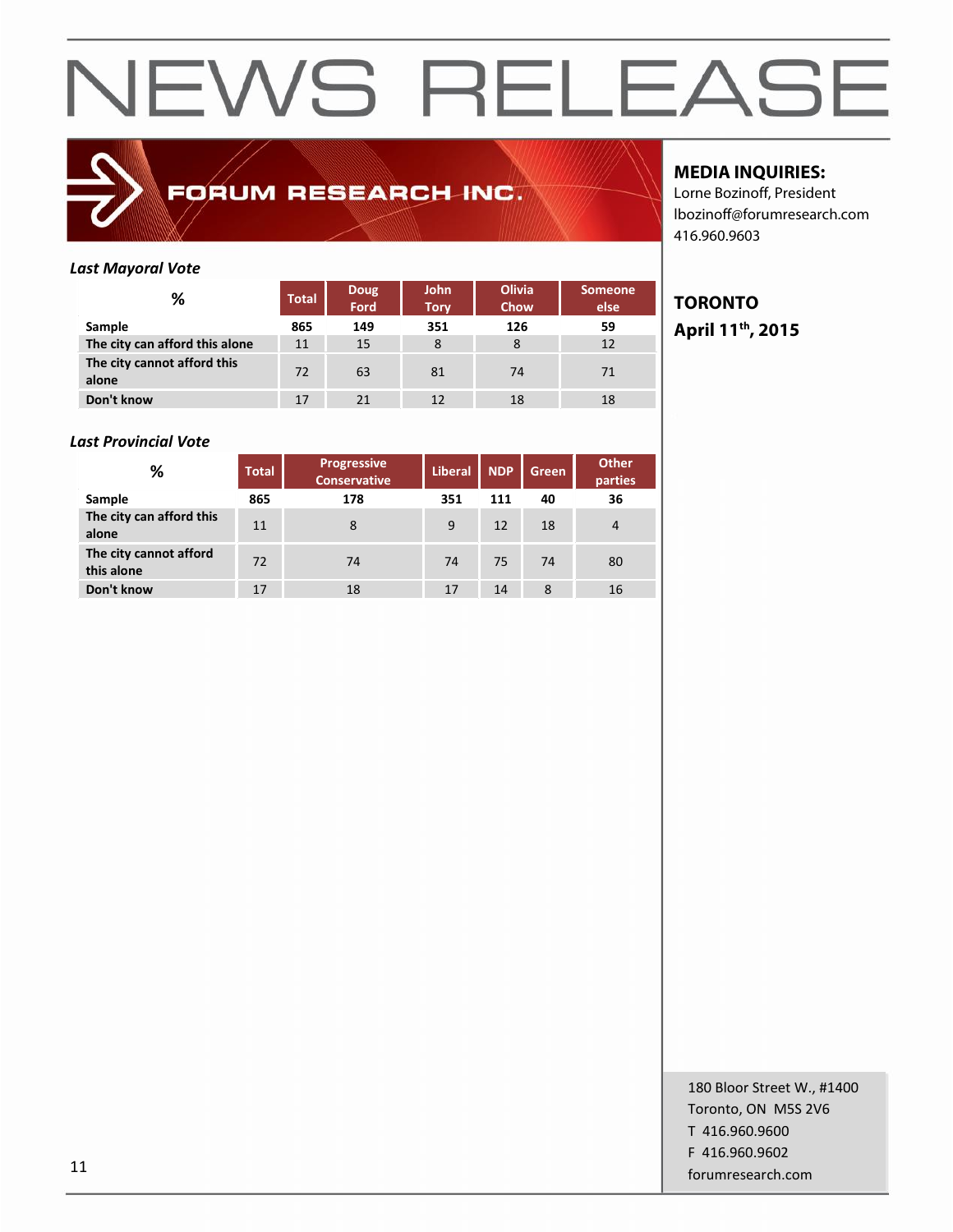# NEWS RELEASE

FORUM RESEARCH INC.

**MEDIA INQUIRIES:**
Lorne Bozinoff, President
lbozinoff@forumresearch.com
416.960.9603

**TORONTO**
**April 11th, 2015**

***Last Mayoral Vote***

| % | Total | Doug Ford | John Tory | Olivia Chow | Someone else |
|---|---|---|---|---|---|
| **Sample** | **865** | **149** | **351** | **126** | **59** |
| **The city can afford this alone** | 11 | 15 | 8 | 8 | 12 |
| **The city cannot afford this alone** | 72 | 63 | 81 | 74 | 71 |
| **Don't know** | 17 | 21 | 12 | 18 | 18 |

***Last Provincial Vote***

| % | Total | Progressive Conservative | Liberal | NDP | Green | Other parties |
|---|---|---|---|---|---|---|
| **Sample** | **865** | **178** | **351** | **111** | **40** | **36** |
| **The city can afford this alone** | 11 | 8 | 9 | 12 | 18 | 4 |
| **The city cannot afford this alone** | 72 | 74 | 74 | 75 | 74 | 80 |
| **Don't know** | 17 | 18 | 17 | 14 | 8 | 16 |

180 Bloor Street W., #1400
Toronto, ON M5S 2V6
T 416.960.9600
F 416.960.9602
forumresearch.com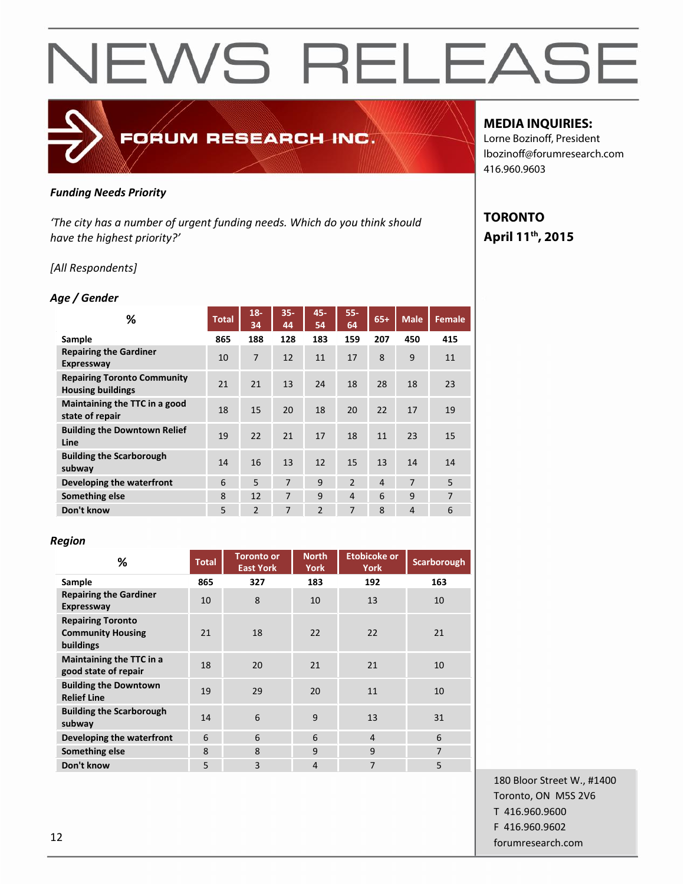# NEWS RELEASE

FORUM RESEARCH INC.

**MEDIA INQUIRIES:**
Lorne Bozinoff, President
lbozinoff@forumresearch.com
416.960.9603

**TORONTO**
**April 11th, 2015**

***Funding Needs Priority***

*'The city has a number of urgent funding needs. Which do you think should have the highest priority?'*

*[All Respondents]*

***Age / Gender***

| % | Total | 18-34 | 35-44 | 45-54 | 55-64 | 65+ | Male | Female |
|---|---|---|---|---|---|---|---|---|
| **Sample** | 865 | 188 | 128 | 183 | 159 | 207 | 450 | 415 |
| **Repairing the Gardiner Expressway** | 10 | 7 | 12 | 11 | 17 | 8 | 9 | 11 |
| **Repairing Toronto Community Housing buildings** | 21 | 21 | 13 | 24 | 18 | 28 | 18 | 23 |
| **Maintaining the TTC in a good state of repair** | 18 | 15 | 20 | 18 | 20 | 22 | 17 | 19 |
| **Building the Downtown Relief Line** | 19 | 22 | 21 | 17 | 18 | 11 | 23 | 15 |
| **Building the Scarborough subway** | 14 | 16 | 13 | 12 | 15 | 13 | 14 | 14 |
| **Developing the waterfront** | 6 | 5 | 7 | 9 | 2 | 4 | 7 | 5 |
| **Something else** | 8 | 12 | 7 | 9 | 4 | 6 | 9 | 7 |
| **Don't know** | 5 | 2 | 7 | 2 | 7 | 8 | 4 | 6 |

***Region***

| % | Total | Toronto or East York | North York | Etobicoke or York | Scarborough |
|---|---|---|---|---|---|
| **Sample** | 865 | 327 | 183 | 192 | 163 |
| **Repairing the Gardiner Expressway** | 10 | 8 | 10 | 13 | 10 |
| **Repairing Toronto Community Housing buildings** | 21 | 18 | 22 | 22 | 21 |
| **Maintaining the TTC in a good state of repair** | 18 | 20 | 21 | 21 | 10 |
| **Building the Downtown Relief Line** | 19 | 29 | 20 | 11 | 10 |
| **Building the Scarborough subway** | 14 | 6 | 9 | 13 | 31 |
| **Developing the waterfront** | 6 | 6 | 6 | 4 | 6 |
| **Something else** | 8 | 8 | 9 | 9 | 7 |
| **Don't know** | 5 | 3 | 4 | 7 | 5 |

180 Bloor Street W., #1400
Toronto, ON M5S 2V6
T 416.960.9600
F 416.960.9602
forumresearch.com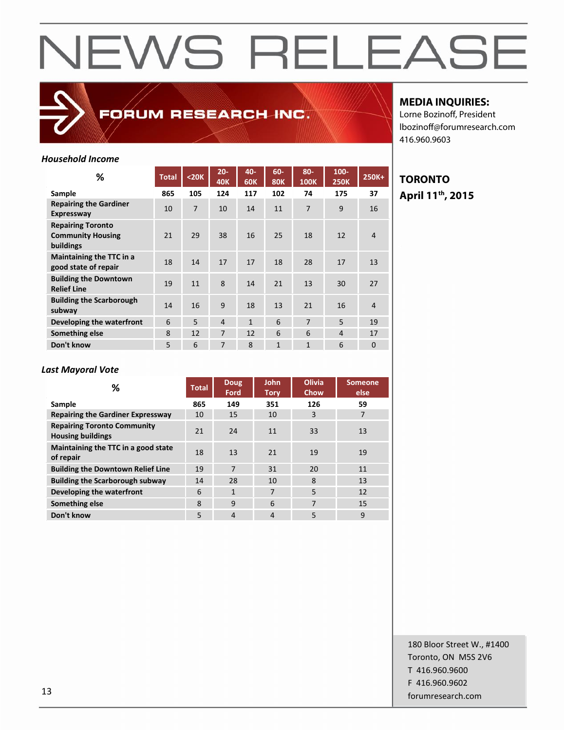# NEWS RELEASE

FORUM RESEARCH INC.

**MEDIA INQUIRIES:**
Lorne Bozinoff, President
lbozinoff@forumresearch.com
416.960.9603

**TORONTO**
**April 11th, 2015**

*Household Income*

| % | Total | <20K | 20-40K | 40-60K | 60-80K | 80-100K | 100-250K | 250K+ |
|---|---|---|---|---|---|---|---|---|
| Sample | 865 | 105 | 124 | 117 | 102 | 74 | 175 | 37 |
| Repairing the Gardiner Expressway | 10 | 7 | 10 | 14 | 11 | 7 | 9 | 16 |
| Repairing Toronto Community Housing buildings | 21 | 29 | 38 | 16 | 25 | 18 | 12 | 4 |
| Maintaining the TTC in a good state of repair | 18 | 14 | 17 | 17 | 18 | 28 | 17 | 13 |
| Building the Downtown Relief Line | 19 | 11 | 8 | 14 | 21 | 13 | 30 | 27 |
| Building the Scarborough subway | 14 | 16 | 9 | 18 | 13 | 21 | 16 | 4 |
| Developing the waterfront | 6 | 5 | 4 | 1 | 6 | 7 | 5 | 19 |
| Something else | 8 | 12 | 7 | 12 | 6 | 6 | 4 | 17 |
| Don't know | 5 | 6 | 7 | 8 | 1 | 1 | 6 | 0 |

*Last Mayoral Vote*

| % | Total | Doug Ford | John Tory | Olivia Chow | Someone else |
|---|---|---|---|---|---|
| Sample | 865 | 149 | 351 | 126 | 59 |
| Repairing the Gardiner Expressway | 10 | 15 | 10 | 3 | 7 |
| Repairing Toronto Community Housing buildings | 21 | 24 | 11 | 33 | 13 |
| Maintaining the TTC in a good state of repair | 18 | 13 | 21 | 19 | 19 |
| Building the Downtown Relief Line | 19 | 7 | 31 | 20 | 11 |
| Building the Scarborough subway | 14 | 28 | 10 | 8 | 13 |
| Developing the waterfront | 6 | 1 | 7 | 5 | 12 |
| Something else | 8 | 9 | 6 | 7 | 15 |
| Don't know | 5 | 4 | 4 | 5 | 9 |

180 Bloor Street W., #1400
Toronto, ON M5S 2V6
T 416.960.9600
F 416.960.9602
forumresearch.com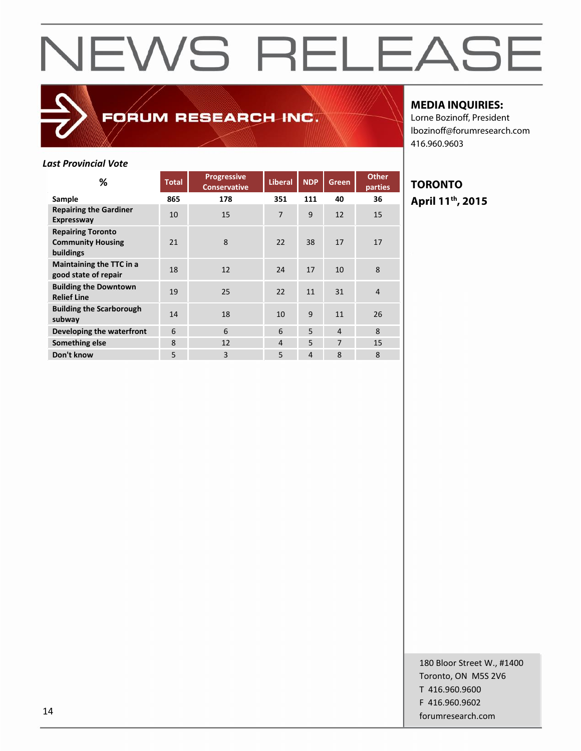# NEWS RELEASE

FORUM RESEARCH INC.

**MEDIA INQUIRIES:**
Lorne Bozinoff, President
lbozinoff@forumresearch.com
416.960.9603

**TORONTO**
**April 11th, 2015**

***Last Provincial Vote***

| % | Total | Progressive Conservative | Liberal | NDP | Green | Other parties |
|---|---|---|---|---|---|---|
| **Sample** | **865** | **178** | **351** | **111** | **40** | **36** |
| **Repairing the Gardiner Expressway** | 10 | 15 | 7 | 9 | 12 | 15 |
| **Repairing Toronto Community Housing buildings** | 21 | 8 | 22 | 38 | 17 | 17 |
| **Maintaining the TTC in a good state of repair** | 18 | 12 | 24 | 17 | 10 | 8 |
| **Building the Downtown Relief Line** | 19 | 25 | 22 | 11 | 31 | 4 |
| **Building the Scarborough subway** | 14 | 18 | 10 | 9 | 11 | 26 |
| **Developing the waterfront** | 6 | 6 | 6 | 5 | 4 | 8 |
| **Something else** | 8 | 12 | 4 | 5 | 7 | 15 |
| **Don't know** | 5 | 3 | 5 | 4 | 8 | 8 |

180 Bloor Street W., #1400
Toronto, ON M5S 2V6
T 416.960.9600
F 416.960.9602
forumresearch.com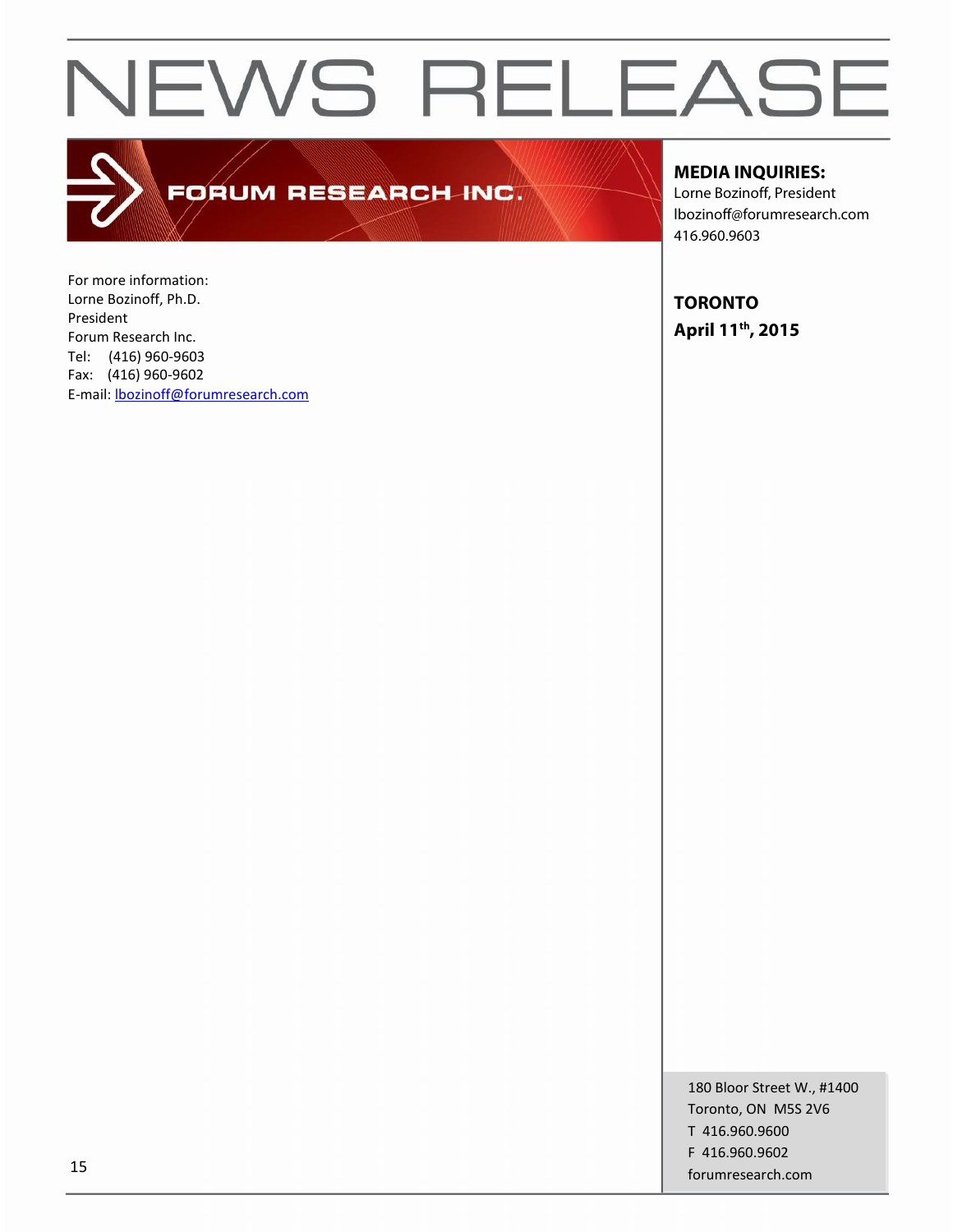# NEWS RELEASE

FORUM RESEARCH INC.

**MEDIA INQUIRIES:**
Lorne Bozinoff, President
lbozinoff@forumresearch.com
416.960.9603

**TORONTO**
**April 11th, 2015**

For more information:
Lorne Bozinoff, Ph.D.
President
Forum Research Inc.
Tel: (416) 960-9603
Fax: (416) 960-9602
E-mail: lbozinoff@forumresearch.com

180 Bloor Street W., #1400
Toronto, ON M5S 2V6
T 416.960.9600
F 416.960.9602
forumresearch.com